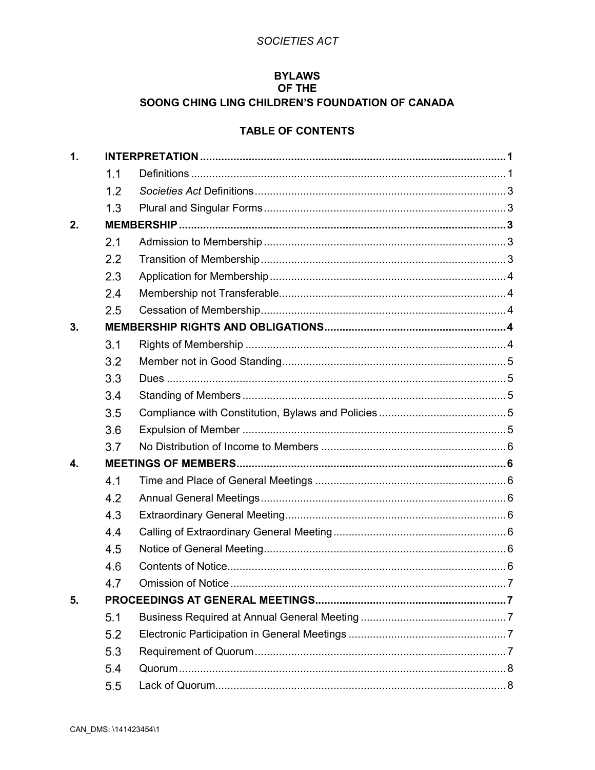*SOCIETIES ACT*

# BYLAWS
# OF THE
# SOONG CHING LING CHILDREN'S FOUNDATION OF CANADA

## TABLE OF CONTENTS

| | | | |
|---|---|---|---|
| **1.** | **INTERPRETATION** | | **1** |
| | 1.1 | Definitions | 1 |
| | 1.2 | *Societies Act* Definitions | 3 |
| | 1.3 | Plural and Singular Forms | 3 |
| **2.** | **MEMBERSHIP** | | **3** |
| | 2.1 | Admission to Membership | 3 |
| | 2.2 | Transition of Membership | 3 |
| | 2.3 | Application for Membership | 4 |
| | 2.4 | Membership not Transferable | 4 |
| | 2.5 | Cessation of Membership | 4 |
| **3.** | **MEMBERSHIP RIGHTS AND OBLIGATIONS** | | **4** |
| | 3.1 | Rights of Membership | 4 |
| | 3.2 | Member not in Good Standing | 5 |
| | 3.3 | Dues | 5 |
| | 3.4 | Standing of Members | 5 |
| | 3.5 | Compliance with Constitution, Bylaws and Policies | 5 |
| | 3.6 | Expulsion of Member | 5 |
| | 3.7 | No Distribution of Income to Members | 6 |
| **4.** | **MEETINGS OF MEMBERS** | | **6** |
| | 4.1 | Time and Place of General Meetings | 6 |
| | 4.2 | Annual General Meetings | 6 |
| | 4.3 | Extraordinary General Meeting | 6 |
| | 4.4 | Calling of Extraordinary General Meeting | 6 |
| | 4.5 | Notice of General Meeting | 6 |
| | 4.6 | Contents of Notice | 6 |
| | 4.7 | Omission of Notice | 7 |
| **5.** | **PROCEEDINGS AT GENERAL MEETINGS** | | **7** |
| | 5.1 | Business Required at Annual General Meeting | 7 |
| | 5.2 | Electronic Participation in General Meetings | 7 |
| | 5.3 | Requirement of Quorum | 7 |
| | 5.4 | Quorum | 8 |
| | 5.5 | Lack of Quorum | 8 |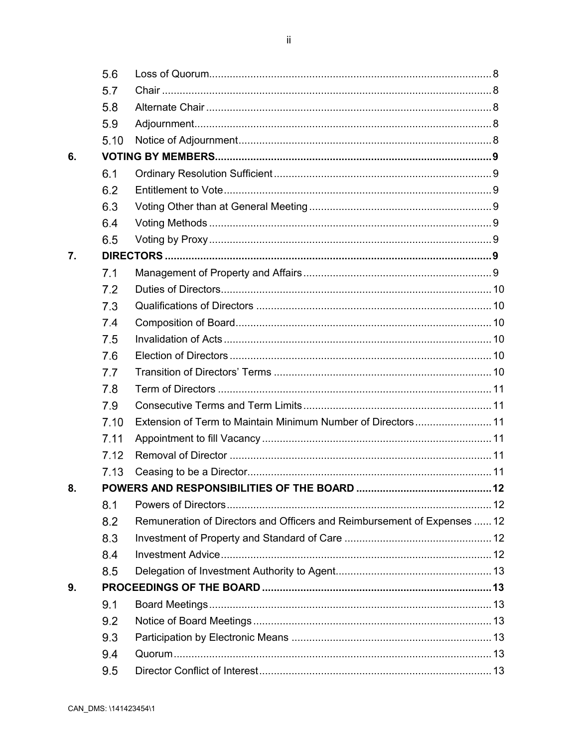| | | |
|---|---|---|
| 5.6 | Loss of Quorum | 8 |
| 5.7 | Chair | 8 |
| 5.8 | Alternate Chair | 8 |
| 5.9 | Adjournment | 8 |
| 5.10 | Notice of Adjournment | 8 |
| **6.** | **VOTING BY MEMBERS** | **9** |
| 6.1 | Ordinary Resolution Sufficient | 9 |
| 6.2 | Entitlement to Vote | 9 |
| 6.3 | Voting Other than at General Meeting | 9 |
| 6.4 | Voting Methods | 9 |
| 6.5 | Voting by Proxy | 9 |
| **7.** | **DIRECTORS** | **9** |
| 7.1 | Management of Property and Affairs | 9 |
| 7.2 | Duties of Directors | 10 |
| 7.3 | Qualifications of Directors | 10 |
| 7.4 | Composition of Board | 10 |
| 7.5 | Invalidation of Acts | 10 |
| 7.6 | Election of Directors | 10 |
| 7.7 | Transition of Directors' Terms | 10 |
| 7.8 | Term of Directors | 11 |
| 7.9 | Consecutive Terms and Term Limits | 11 |
| 7.10 | Extension of Term to Maintain Minimum Number of Directors | 11 |
| 7.11 | Appointment to fill Vacancy | 11 |
| 7.12 | Removal of Director | 11 |
| 7.13 | Ceasing to be a Director | 11 |
| **8.** | **POWERS AND RESPONSIBILITIES OF THE BOARD** | **12** |
| 8.1 | Powers of Directors | 12 |
| 8.2 | Remuneration of Directors and Officers and Reimbursement of Expenses | 12 |
| 8.3 | Investment of Property and Standard of Care | 12 |
| 8.4 | Investment Advice | 12 |
| 8.5 | Delegation of Investment Authority to Agent | 13 |
| **9.** | **PROCEEDINGS OF THE BOARD** | **13** |
| 9.1 | Board Meetings | 13 |
| 9.2 | Notice of Board Meetings | 13 |
| 9.3 | Participation by Electronic Means | 13 |
| 9.4 | Quorum | 13 |
| 9.5 | Director Conflict of Interest | 13 |

CAN_DMS: \141423454\1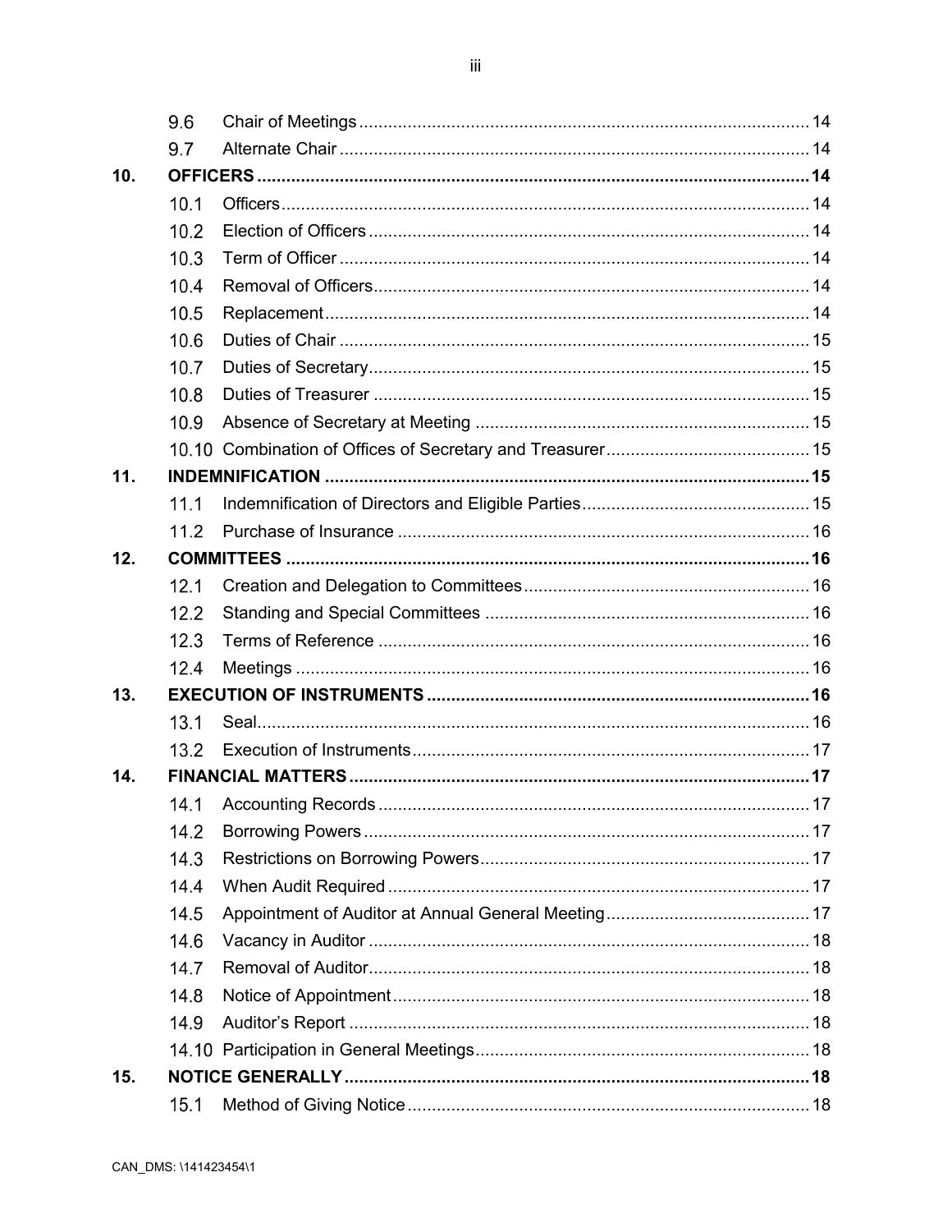| | | |
|---|---|---|
| 9.6 | Chair of Meetings | 14 |
| 9.7 | Alternate Chair | 14 |
| **10.** | **OFFICERS** | **14** |
| 10.1 | Officers | 14 |
| 10.2 | Election of Officers | 14 |
| 10.3 | Term of Officer | 14 |
| 10.4 | Removal of Officers | 14 |
| 10.5 | Replacement | 14 |
| 10.6 | Duties of Chair | 15 |
| 10.7 | Duties of Secretary | 15 |
| 10.8 | Duties of Treasurer | 15 |
| 10.9 | Absence of Secretary at Meeting | 15 |
| 10.10 | Combination of Offices of Secretary and Treasurer | 15 |
| **11.** | **INDEMNIFICATION** | **15** |
| 11.1 | Indemnification of Directors and Eligible Parties | 15 |
| 11.2 | Purchase of Insurance | 16 |
| **12.** | **COMMITTEES** | **16** |
| 12.1 | Creation and Delegation to Committees | 16 |
| 12.2 | Standing and Special Committees | 16 |
| 12.3 | Terms of Reference | 16 |
| 12.4 | Meetings | 16 |
| **13.** | **EXECUTION OF INSTRUMENTS** | **16** |
| 13.1 | Seal | 16 |
| 13.2 | Execution of Instruments | 17 |
| **14.** | **FINANCIAL MATTERS** | **17** |
| 14.1 | Accounting Records | 17 |
| 14.2 | Borrowing Powers | 17 |
| 14.3 | Restrictions on Borrowing Powers | 17 |
| 14.4 | When Audit Required | 17 |
| 14.5 | Appointment of Auditor at Annual General Meeting | 17 |
| 14.6 | Vacancy in Auditor | 18 |
| 14.7 | Removal of Auditor | 18 |
| 14.8 | Notice of Appointment | 18 |
| 14.9 | Auditor's Report | 18 |
| 14.10 | Participation in General Meetings | 18 |
| **15.** | **NOTICE GENERALLY** | **18** |
| 15.1 | Method of Giving Notice | 18 |

CAN_DMS: \141423454\1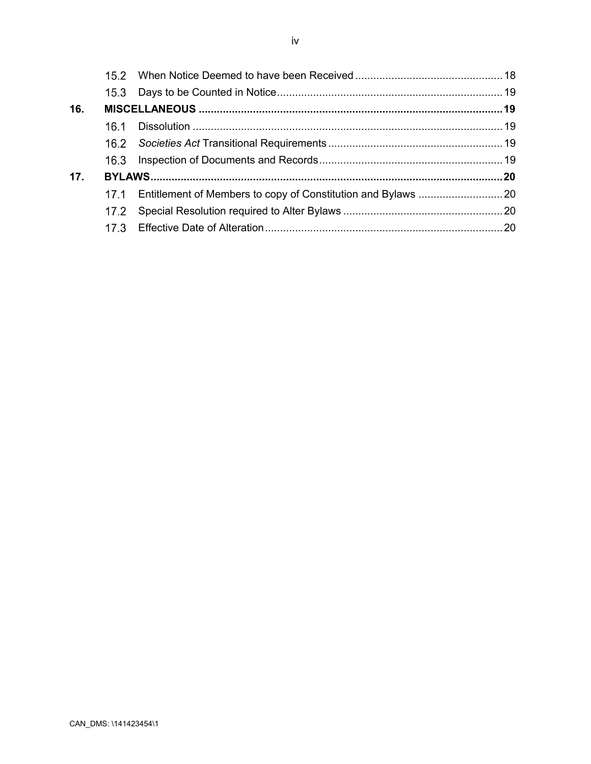| | | |
|---|---|---|
| 15.2 | When Notice Deemed to have been Received | 18 |
| 15.3 | Days to be Counted in Notice | 19 |
| **16.** | **MISCELLANEOUS** | **19** |
| 16.1 | Dissolution | 19 |
| 16.2 | *Societies Act* Transitional Requirements | 19 |
| 16.3 | Inspection of Documents and Records | 19 |
| **17.** | **BYLAWS** | **20** |
| 17.1 | Entitlement of Members to copy of Constitution and Bylaws | 20 |
| 17.2 | Special Resolution required to Alter Bylaws | 20 |
| 17.3 | Effective Date of Alteration | 20 |

CAN_DMS: \141423454\1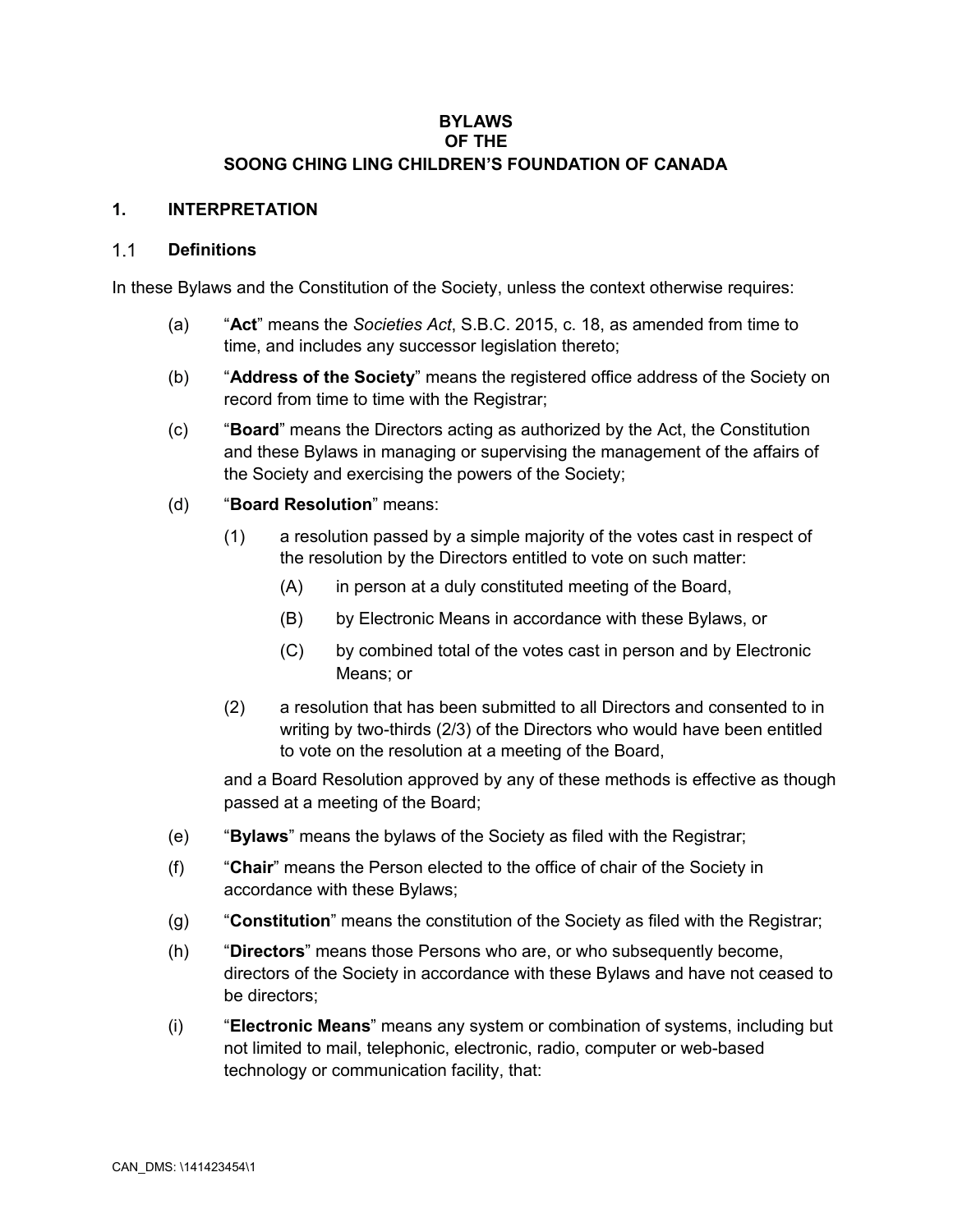**BYLAWS**
**OF THE**
**SOONG CHING LING CHILDREN'S FOUNDATION OF CANADA**

## 1. INTERPRETATION

### 1.1 Definitions

In these Bylaws and the Constitution of the Society, unless the context otherwise requires:

(a) "**Act**" means the *Societies Act*, S.B.C. 2015, c. 18, as amended from time to time, and includes any successor legislation thereto;

(b) "**Address of the Society**" means the registered office address of the Society on record from time to time with the Registrar;

(c) "**Board**" means the Directors acting as authorized by the Act, the Constitution and these Bylaws in managing or supervising the management of the affairs of the Society and exercising the powers of the Society;

(d) "**Board Resolution**" means:

 (1) a resolution passed by a simple majority of the votes cast in respect of the resolution by the Directors entitled to vote on such matter:

  (A) in person at a duly constituted meeting of the Board,

  (B) by Electronic Means in accordance with these Bylaws, or

  (C) by combined total of the votes cast in person and by Electronic Means; or

 (2) a resolution that has been submitted to all Directors and consented to in writing by two-thirds (2/3) of the Directors who would have been entitled to vote on the resolution at a meeting of the Board,

 and a Board Resolution approved by any of these methods is effective as though passed at a meeting of the Board;

(e) "**Bylaws**" means the bylaws of the Society as filed with the Registrar;

(f) "**Chair**" means the Person elected to the office of chair of the Society in accordance with these Bylaws;

(g) "**Constitution**" means the constitution of the Society as filed with the Registrar;

(h) "**Directors**" means those Persons who are, or who subsequently become, directors of the Society in accordance with these Bylaws and have not ceased to be directors;

(i) "**Electronic Means**" means any system or combination of systems, including but not limited to mail, telephonic, electronic, radio, computer or web-based technology or communication facility, that: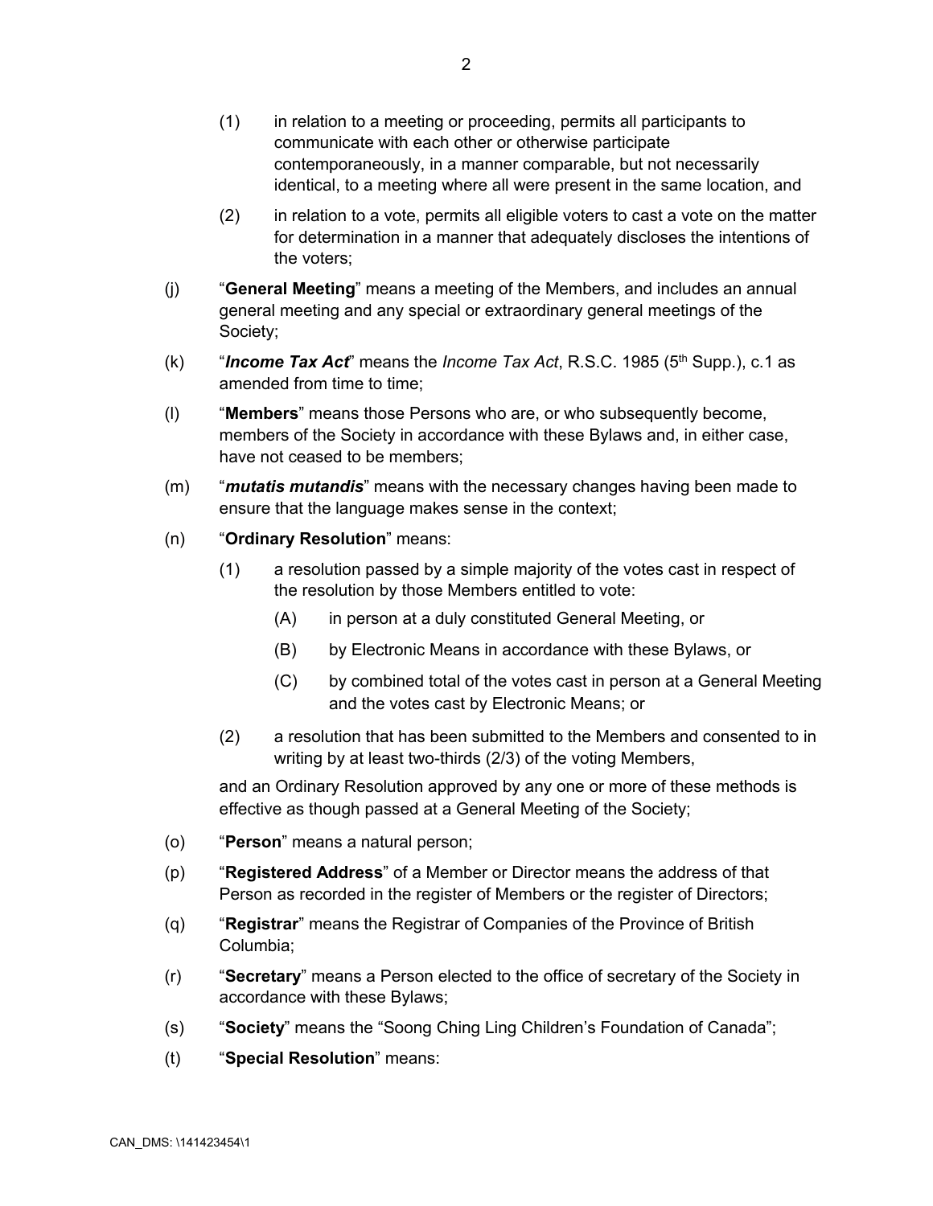(1) in relation to a meeting or proceeding, permits all participants to communicate with each other or otherwise participate contemporaneously, in a manner comparable, but not necessarily identical, to a meeting where all were present in the same location, and

(2) in relation to a vote, permits all eligible voters to cast a vote on the matter for determination in a manner that adequately discloses the intentions of the voters;

(j) "**General Meeting**" means a meeting of the Members, and includes an annual general meeting and any special or extraordinary general meetings of the Society;

(k) "***Income Tax Act***" means the *Income Tax Act*, R.S.C. 1985 (5th Supp.), c.1 as amended from time to time;

(l) "**Members**" means those Persons who are, or who subsequently become, members of the Society in accordance with these Bylaws and, in either case, have not ceased to be members;

(m) "***mutatis mutandis***" means with the necessary changes having been made to ensure that the language makes sense in the context;

(n) "**Ordinary Resolution**" means:

(1) a resolution passed by a simple majority of the votes cast in respect of the resolution by those Members entitled to vote:

(A) in person at a duly constituted General Meeting, or

(B) by Electronic Means in accordance with these Bylaws, or

(C) by combined total of the votes cast in person at a General Meeting and the votes cast by Electronic Means; or

(2) a resolution that has been submitted to the Members and consented to in writing by at least two-thirds (2/3) of the voting Members,

and an Ordinary Resolution approved by any one or more of these methods is effective as though passed at a General Meeting of the Society;

(o) "**Person**" means a natural person;

(p) "**Registered Address**" of a Member or Director means the address of that Person as recorded in the register of Members or the register of Directors;

(q) "**Registrar**" means the Registrar of Companies of the Province of British Columbia;

(r) "**Secretary**" means a Person elected to the office of secretary of the Society in accordance with these Bylaws;

(s) "**Society**" means the "Soong Ching Ling Children's Foundation of Canada";

(t) "**Special Resolution**" means: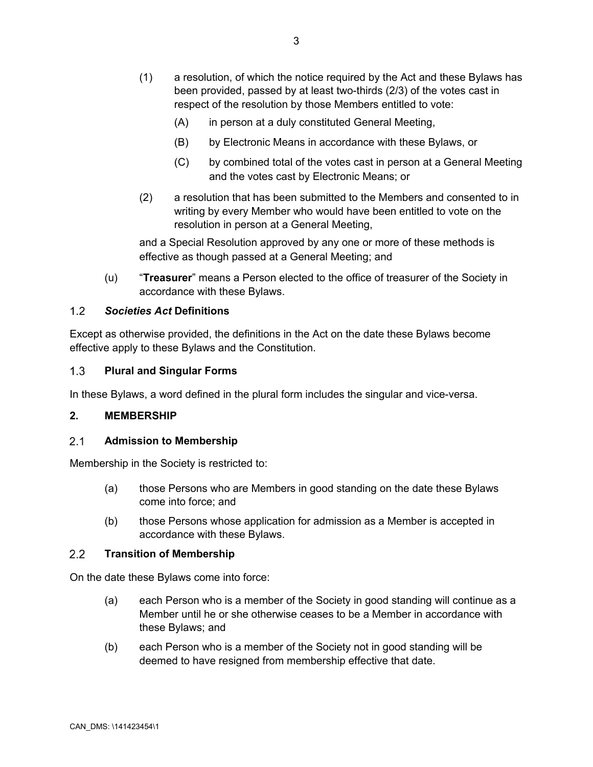(1) a resolution, of which the notice required by the Act and these Bylaws has been provided, passed by at least two-thirds (2/3) of the votes cast in respect of the resolution by those Members entitled to vote:

   (A) in person at a duly constituted General Meeting,

   (B) by Electronic Means in accordance with these Bylaws, or

   (C) by combined total of the votes cast in person at a General Meeting and the votes cast by Electronic Means; or

(2) a resolution that has been submitted to the Members and consented to in writing by every Member who would have been entitled to vote on the resolution in person at a General Meeting,

and a Special Resolution approved by any one or more of these methods is effective as though passed at a General Meeting; and

(u) "**Treasurer**" means a Person elected to the office of treasurer of the Society in accordance with these Bylaws.

### 1.2 *Societies Act* Definitions

Except as otherwise provided, the definitions in the Act on the date these Bylaws become effective apply to these Bylaws and the Constitution.

### 1.3 Plural and Singular Forms

In these Bylaws, a word defined in the plural form includes the singular and vice-versa.

## 2. MEMBERSHIP

### 2.1 Admission to Membership

Membership in the Society is restricted to:

(a) those Persons who are Members in good standing on the date these Bylaws come into force; and

(b) those Persons whose application for admission as a Member is accepted in accordance with these Bylaws.

### 2.2 Transition of Membership

On the date these Bylaws come into force:

(a) each Person who is a member of the Society in good standing will continue as a Member until he or she otherwise ceases to be a Member in accordance with these Bylaws; and

(b) each Person who is a member of the Society not in good standing will be deemed to have resigned from membership effective that date.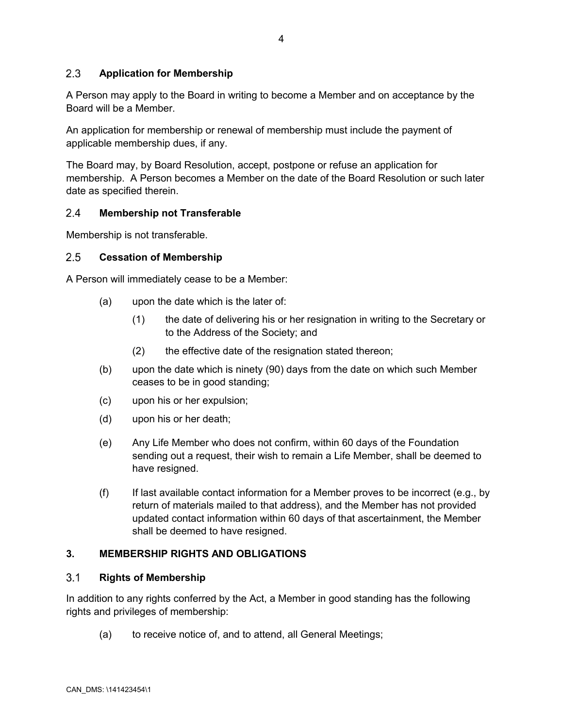### 2.3 Application for Membership

A Person may apply to the Board in writing to become a Member and on acceptance by the Board will be a Member.

An application for membership or renewal of membership must include the payment of applicable membership dues, if any.

The Board may, by Board Resolution, accept, postpone or refuse an application for membership. A Person becomes a Member on the date of the Board Resolution or such later date as specified therein.

### 2.4 Membership not Transferable

Membership is not transferable.

### 2.5 Cessation of Membership

A Person will immediately cease to be a Member:

- (a) upon the date which is the later of:
  - (1) the date of delivering his or her resignation in writing to the Secretary or to the Address of the Society; and
  - (2) the effective date of the resignation stated thereon;
- (b) upon the date which is ninety (90) days from the date on which such Member ceases to be in good standing;
- (c) upon his or her expulsion;
- (d) upon his or her death;
- (e) Any Life Member who does not confirm, within 60 days of the Foundation sending out a request, their wish to remain a Life Member, shall be deemed to have resigned.
- (f) If last available contact information for a Member proves to be incorrect (e.g., by return of materials mailed to that address), and the Member has not provided updated contact information within 60 days of that ascertainment, the Member shall be deemed to have resigned.

## 3. MEMBERSHIP RIGHTS AND OBLIGATIONS

### 3.1 Rights of Membership

In addition to any rights conferred by the Act, a Member in good standing has the following rights and privileges of membership:

- (a) to receive notice of, and to attend, all General Meetings;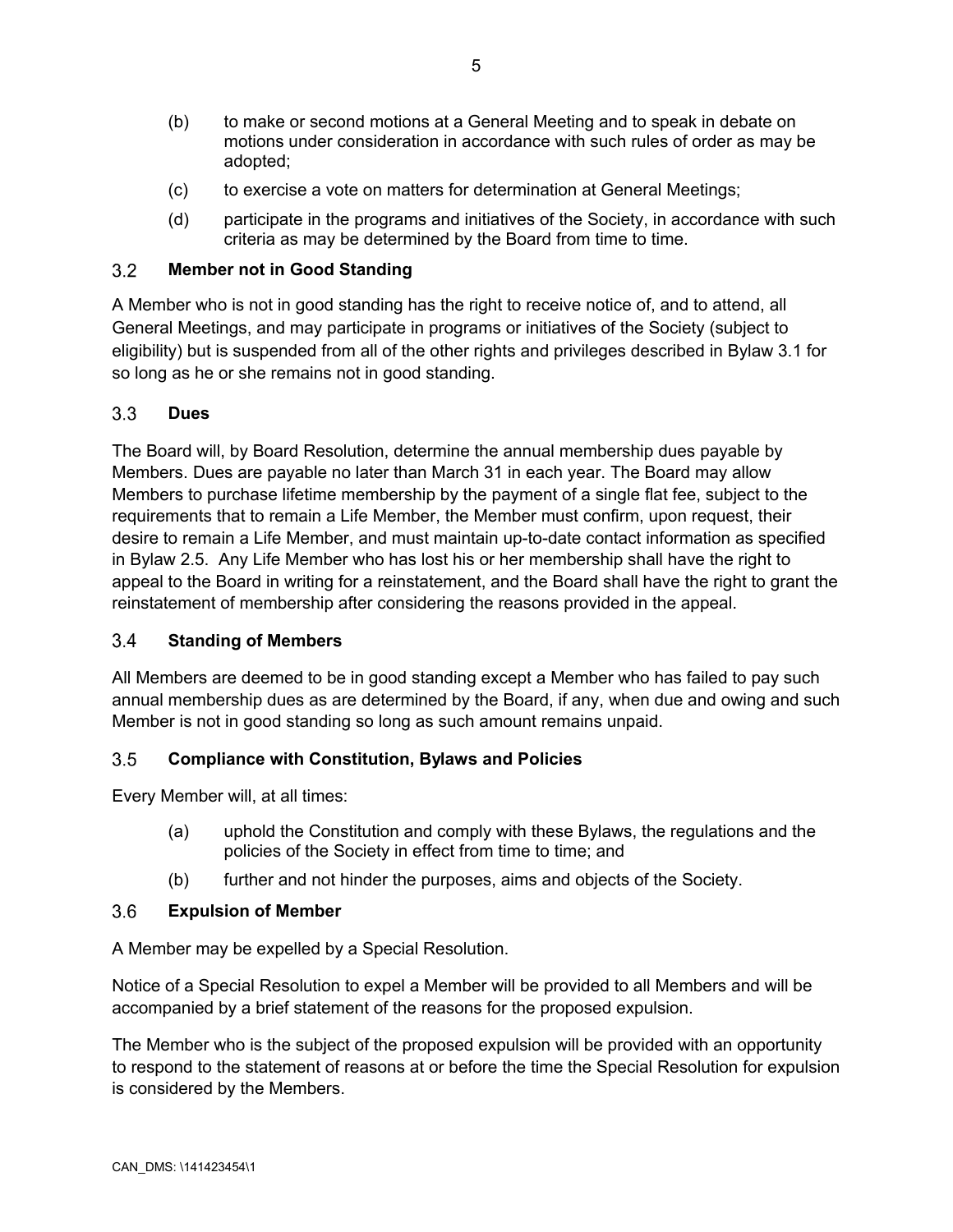(b) to make or second motions at a General Meeting and to speak in debate on motions under consideration in accordance with such rules of order as may be adopted;

(c) to exercise a vote on matters for determination at General Meetings;

(d) participate in the programs and initiatives of the Society, in accordance with such criteria as may be determined by the Board from time to time.

### 3.2 Member not in Good Standing

A Member who is not in good standing has the right to receive notice of, and to attend, all General Meetings, and may participate in programs or initiatives of the Society (subject to eligibility) but is suspended from all of the other rights and privileges described in Bylaw 3.1 for so long as he or she remains not in good standing.

### 3.3 Dues

The Board will, by Board Resolution, determine the annual membership dues payable by Members. Dues are payable no later than March 31 in each year. The Board may allow Members to purchase lifetime membership by the payment of a single flat fee, subject to the requirements that to remain a Life Member, the Member must confirm, upon request, their desire to remain a Life Member, and must maintain up-to-date contact information as specified in Bylaw 2.5. Any Life Member who has lost his or her membership shall have the right to appeal to the Board in writing for a reinstatement, and the Board shall have the right to grant the reinstatement of membership after considering the reasons provided in the appeal.

### 3.4 Standing of Members

All Members are deemed to be in good standing except a Member who has failed to pay such annual membership dues as are determined by the Board, if any, when due and owing and such Member is not in good standing so long as such amount remains unpaid.

### 3.5 Compliance with Constitution, Bylaws and Policies

Every Member will, at all times:

(a) uphold the Constitution and comply with these Bylaws, the regulations and the policies of the Society in effect from time to time; and

(b) further and not hinder the purposes, aims and objects of the Society.

### 3.6 Expulsion of Member

A Member may be expelled by a Special Resolution.

Notice of a Special Resolution to expel a Member will be provided to all Members and will be accompanied by a brief statement of the reasons for the proposed expulsion.

The Member who is the subject of the proposed expulsion will be provided with an opportunity to respond to the statement of reasons at or before the time the Special Resolution for expulsion is considered by the Members.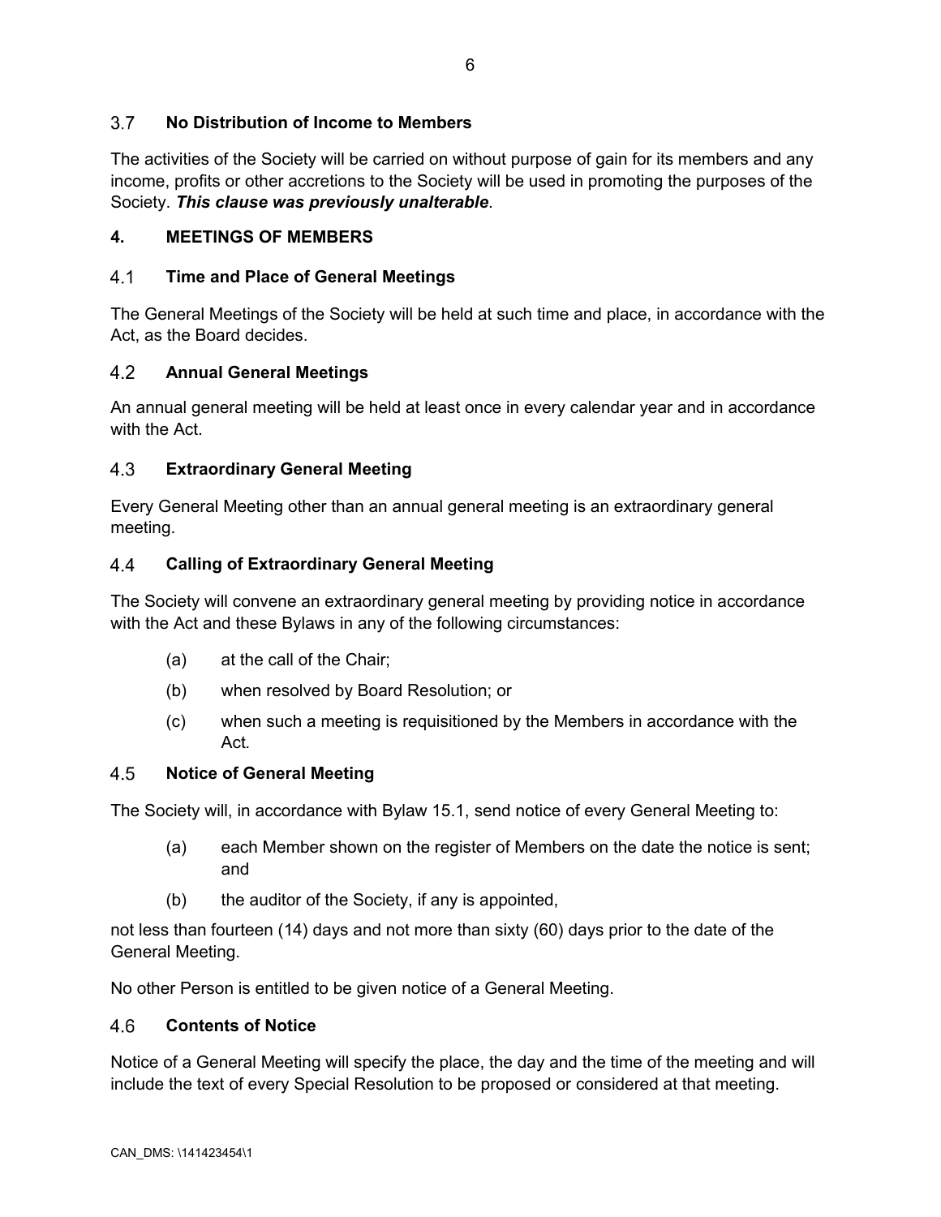### 3.7 No Distribution of Income to Members

The activities of the Society will be carried on without purpose of gain for its members and any income, profits or other accretions to the Society will be used in promoting the purposes of the Society. ***This clause was previously unalterable***.

## 4. MEETINGS OF MEMBERS

### 4.1 Time and Place of General Meetings

The General Meetings of the Society will be held at such time and place, in accordance with the Act, as the Board decides.

### 4.2 Annual General Meetings

An annual general meeting will be held at least once in every calendar year and in accordance with the Act.

### 4.3 Extraordinary General Meeting

Every General Meeting other than an annual general meeting is an extraordinary general meeting.

### 4.4 Calling of Extraordinary General Meeting

The Society will convene an extraordinary general meeting by providing notice in accordance with the Act and these Bylaws in any of the following circumstances:

(a) at the call of the Chair;

(b) when resolved by Board Resolution; or

(c) when such a meeting is requisitioned by the Members in accordance with the Act.

### 4.5 Notice of General Meeting

The Society will, in accordance with Bylaw 15.1, send notice of every General Meeting to:

(a) each Member shown on the register of Members on the date the notice is sent; and

(b) the auditor of the Society, if any is appointed,

not less than fourteen (14) days and not more than sixty (60) days prior to the date of the General Meeting.

No other Person is entitled to be given notice of a General Meeting.

### 4.6 Contents of Notice

Notice of a General Meeting will specify the place, the day and the time of the meeting and will include the text of every Special Resolution to be proposed or considered at that meeting.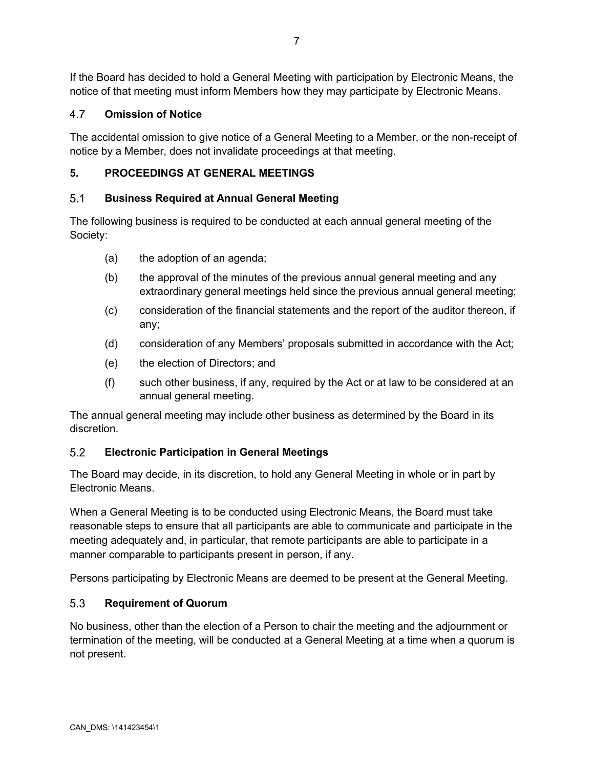If the Board has decided to hold a General Meeting with participation by Electronic Means, the notice of that meeting must inform Members how they may participate by Electronic Means.

### 4.7 Omission of Notice

The accidental omission to give notice of a General Meeting to a Member, or the non-receipt of notice by a Member, does not invalidate proceedings at that meeting.

## 5. PROCEEDINGS AT GENERAL MEETINGS

### 5.1 Business Required at Annual General Meeting

The following business is required to be conducted at each annual general meeting of the Society:

(a) the adoption of an agenda;

(b) the approval of the minutes of the previous annual general meeting and any extraordinary general meetings held since the previous annual general meeting;

(c) consideration of the financial statements and the report of the auditor thereon, if any;

(d) consideration of any Members' proposals submitted in accordance with the Act;

(e) the election of Directors; and

(f) such other business, if any, required by the Act or at law to be considered at an annual general meeting.

The annual general meeting may include other business as determined by the Board in its discretion.

### 5.2 Electronic Participation in General Meetings

The Board may decide, in its discretion, to hold any General Meeting in whole or in part by Electronic Means.

When a General Meeting is to be conducted using Electronic Means, the Board must take reasonable steps to ensure that all participants are able to communicate and participate in the meeting adequately and, in particular, that remote participants are able to participate in a manner comparable to participants present in person, if any.

Persons participating by Electronic Means are deemed to be present at the General Meeting.

### 5.3 Requirement of Quorum

No business, other than the election of a Person to chair the meeting and the adjournment or termination of the meeting, will be conducted at a General Meeting at a time when a quorum is not present.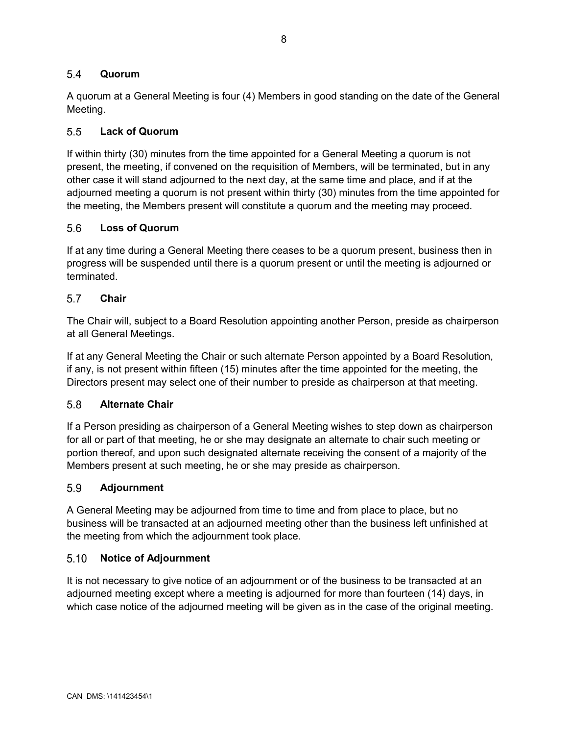### 5.4 Quorum

A quorum at a General Meeting is four (4) Members in good standing on the date of the General Meeting.

### 5.5 Lack of Quorum

If within thirty (30) minutes from the time appointed for a General Meeting a quorum is not present, the meeting, if convened on the requisition of Members, will be terminated, but in any other case it will stand adjourned to the next day, at the same time and place, and if at the adjourned meeting a quorum is not present within thirty (30) minutes from the time appointed for the meeting, the Members present will constitute a quorum and the meeting may proceed.

### 5.6 Loss of Quorum

If at any time during a General Meeting there ceases to be a quorum present, business then in progress will be suspended until there is a quorum present or until the meeting is adjourned or terminated.

### 5.7 Chair

The Chair will, subject to a Board Resolution appointing another Person, preside as chairperson at all General Meetings.

If at any General Meeting the Chair or such alternate Person appointed by a Board Resolution, if any, is not present within fifteen (15) minutes after the time appointed for the meeting, the Directors present may select one of their number to preside as chairperson at that meeting.

### 5.8 Alternate Chair

If a Person presiding as chairperson of a General Meeting wishes to step down as chairperson for all or part of that meeting, he or she may designate an alternate to chair such meeting or portion thereof, and upon such designated alternate receiving the consent of a majority of the Members present at such meeting, he or she may preside as chairperson.

### 5.9 Adjournment

A General Meeting may be adjourned from time to time and from place to place, but no business will be transacted at an adjourned meeting other than the business left unfinished at the meeting from which the adjournment took place.

### 5.10 Notice of Adjournment

It is not necessary to give notice of an adjournment or of the business to be transacted at an adjourned meeting except where a meeting is adjourned for more than fourteen (14) days, in which case notice of the adjourned meeting will be given as in the case of the original meeting.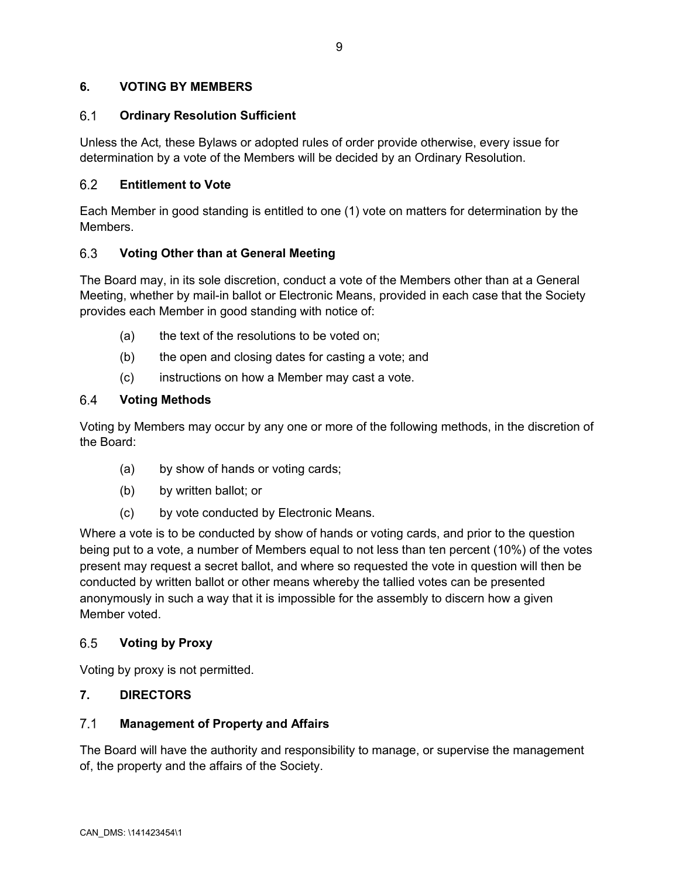## 6. VOTING BY MEMBERS

### 6.1 Ordinary Resolution Sufficient

Unless the Act*,* these Bylaws or adopted rules of order provide otherwise, every issue for determination by a vote of the Members will be decided by an Ordinary Resolution.

### 6.2 Entitlement to Vote

Each Member in good standing is entitled to one (1) vote on matters for determination by the Members.

### 6.3 Voting Other than at General Meeting

The Board may, in its sole discretion, conduct a vote of the Members other than at a General Meeting, whether by mail-in ballot or Electronic Means, provided in each case that the Society provides each Member in good standing with notice of:

(a) the text of the resolutions to be voted on;

(b) the open and closing dates for casting a vote; and

(c) instructions on how a Member may cast a vote.

### 6.4 Voting Methods

Voting by Members may occur by any one or more of the following methods, in the discretion of the Board:

(a) by show of hands or voting cards;

(b) by written ballot; or

(c) by vote conducted by Electronic Means.

Where a vote is to be conducted by show of hands or voting cards, and prior to the question being put to a vote, a number of Members equal to not less than ten percent (10%) of the votes present may request a secret ballot, and where so requested the vote in question will then be conducted by written ballot or other means whereby the tallied votes can be presented anonymously in such a way that it is impossible for the assembly to discern how a given Member voted.

### 6.5 Voting by Proxy

Voting by proxy is not permitted.

## 7. DIRECTORS

### 7.1 Management of Property and Affairs

The Board will have the authority and responsibility to manage, or supervise the management of, the property and the affairs of the Society.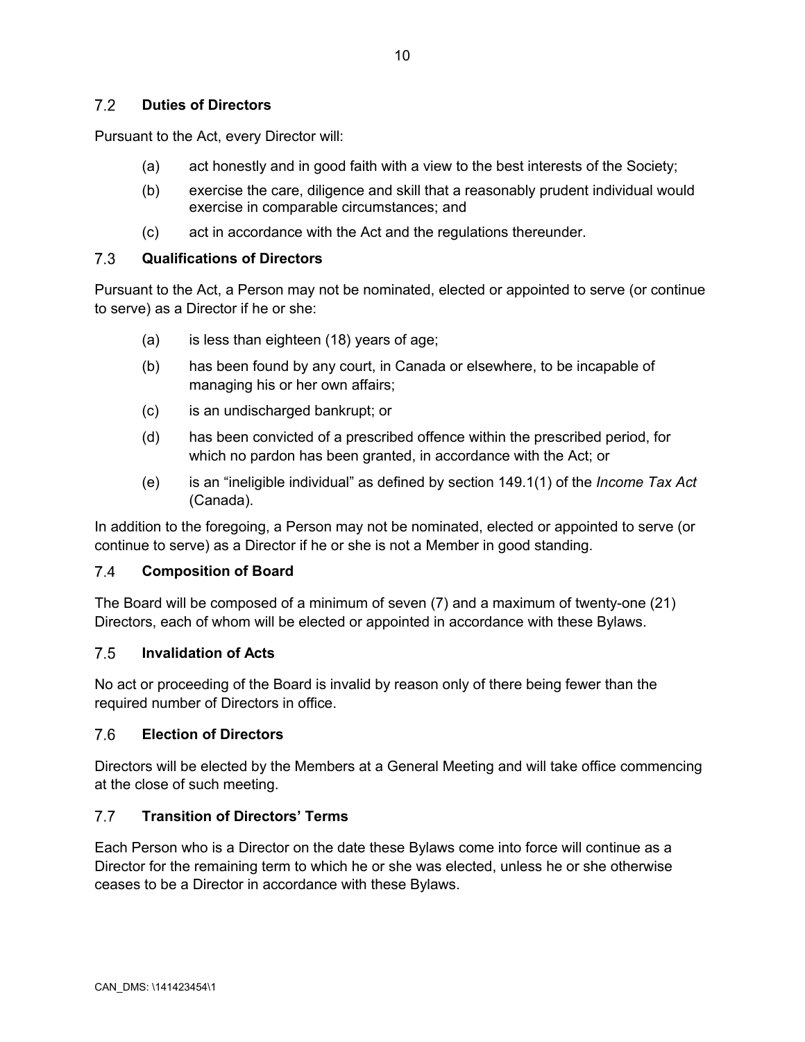### 7.2 Duties of Directors

Pursuant to the Act, every Director will:

(a) act honestly and in good faith with a view to the best interests of the Society;

(b) exercise the care, diligence and skill that a reasonably prudent individual would exercise in comparable circumstances; and

(c) act in accordance with the Act and the regulations thereunder.

### 7.3 Qualifications of Directors

Pursuant to the Act, a Person may not be nominated, elected or appointed to serve (or continue to serve) as a Director if he or she:

(a) is less than eighteen (18) years of age;

(b) has been found by any court, in Canada or elsewhere, to be incapable of managing his or her own affairs;

(c) is an undischarged bankrupt; or

(d) has been convicted of a prescribed offence within the prescribed period, for which no pardon has been granted, in accordance with the Act; or

(e) is an "ineligible individual" as defined by section 149.1(1) of the *Income Tax Act* (Canada).

In addition to the foregoing, a Person may not be nominated, elected or appointed to serve (or continue to serve) as a Director if he or she is not a Member in good standing.

### 7.4 Composition of Board

The Board will be composed of a minimum of seven (7) and a maximum of twenty-one (21) Directors, each of whom will be elected or appointed in accordance with these Bylaws.

### 7.5 Invalidation of Acts

No act or proceeding of the Board is invalid by reason only of there being fewer than the required number of Directors in office.

### 7.6 Election of Directors

Directors will be elected by the Members at a General Meeting and will take office commencing at the close of such meeting.

### 7.7 Transition of Directors' Terms

Each Person who is a Director on the date these Bylaws come into force will continue as a Director for the remaining term to which he or she was elected, unless he or she otherwise ceases to be a Director in accordance with these Bylaws.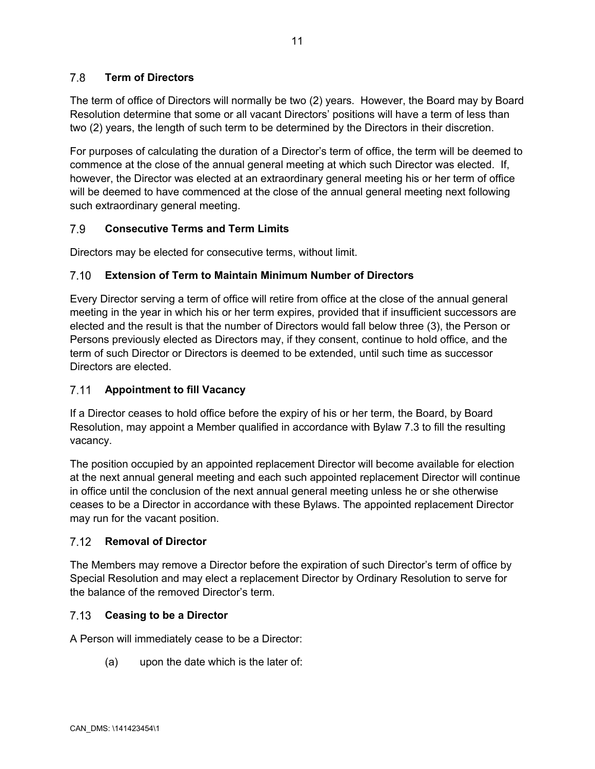### 7.8 Term of Directors

The term of office of Directors will normally be two (2) years. However, the Board may by Board Resolution determine that some or all vacant Directors' positions will have a term of less than two (2) years, the length of such term to be determined by the Directors in their discretion.

For purposes of calculating the duration of a Director's term of office, the term will be deemed to commence at the close of the annual general meeting at which such Director was elected. If, however, the Director was elected at an extraordinary general meeting his or her term of office will be deemed to have commenced at the close of the annual general meeting next following such extraordinary general meeting.

### 7.9 Consecutive Terms and Term Limits

Directors may be elected for consecutive terms, without limit.

### 7.10 Extension of Term to Maintain Minimum Number of Directors

Every Director serving a term of office will retire from office at the close of the annual general meeting in the year in which his or her term expires, provided that if insufficient successors are elected and the result is that the number of Directors would fall below three (3), the Person or Persons previously elected as Directors may, if they consent, continue to hold office, and the term of such Director or Directors is deemed to be extended, until such time as successor Directors are elected.

### 7.11 Appointment to fill Vacancy

If a Director ceases to hold office before the expiry of his or her term, the Board, by Board Resolution, may appoint a Member qualified in accordance with Bylaw 7.3 to fill the resulting vacancy.

The position occupied by an appointed replacement Director will become available for election at the next annual general meeting and each such appointed replacement Director will continue in office until the conclusion of the next annual general meeting unless he or she otherwise ceases to be a Director in accordance with these Bylaws. The appointed replacement Director may run for the vacant position.

### 7.12 Removal of Director

The Members may remove a Director before the expiration of such Director's term of office by Special Resolution and may elect a replacement Director by Ordinary Resolution to serve for the balance of the removed Director's term.

### 7.13 Ceasing to be a Director

A Person will immediately cease to be a Director:

(a) upon the date which is the later of: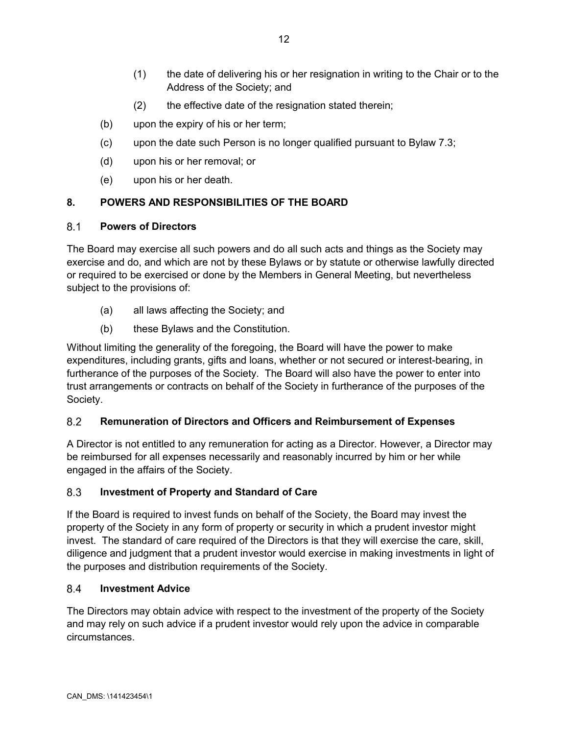(1) the date of delivering his or her resignation in writing to the Chair or to the Address of the Society; and

(2) the effective date of the resignation stated therein;

(b) upon the expiry of his or her term;

(c) upon the date such Person is no longer qualified pursuant to Bylaw 7.3;

(d) upon his or her removal; or

(e) upon his or her death.

## 8. POWERS AND RESPONSIBILITIES OF THE BOARD

### 8.1 Powers of Directors

The Board may exercise all such powers and do all such acts and things as the Society may exercise and do, and which are not by these Bylaws or by statute or otherwise lawfully directed or required to be exercised or done by the Members in General Meeting, but nevertheless subject to the provisions of:

(a) all laws affecting the Society; and

(b) these Bylaws and the Constitution.

Without limiting the generality of the foregoing, the Board will have the power to make expenditures, including grants, gifts and loans, whether or not secured or interest-bearing, in furtherance of the purposes of the Society. The Board will also have the power to enter into trust arrangements or contracts on behalf of the Society in furtherance of the purposes of the Society.

### 8.2 Remuneration of Directors and Officers and Reimbursement of Expenses

A Director is not entitled to any remuneration for acting as a Director. However, a Director may be reimbursed for all expenses necessarily and reasonably incurred by him or her while engaged in the affairs of the Society.

### 8.3 Investment of Property and Standard of Care

If the Board is required to invest funds on behalf of the Society, the Board may invest the property of the Society in any form of property or security in which a prudent investor might invest. The standard of care required of the Directors is that they will exercise the care, skill, diligence and judgment that a prudent investor would exercise in making investments in light of the purposes and distribution requirements of the Society.

### 8.4 Investment Advice

The Directors may obtain advice with respect to the investment of the property of the Society and may rely on such advice if a prudent investor would rely upon the advice in comparable circumstances.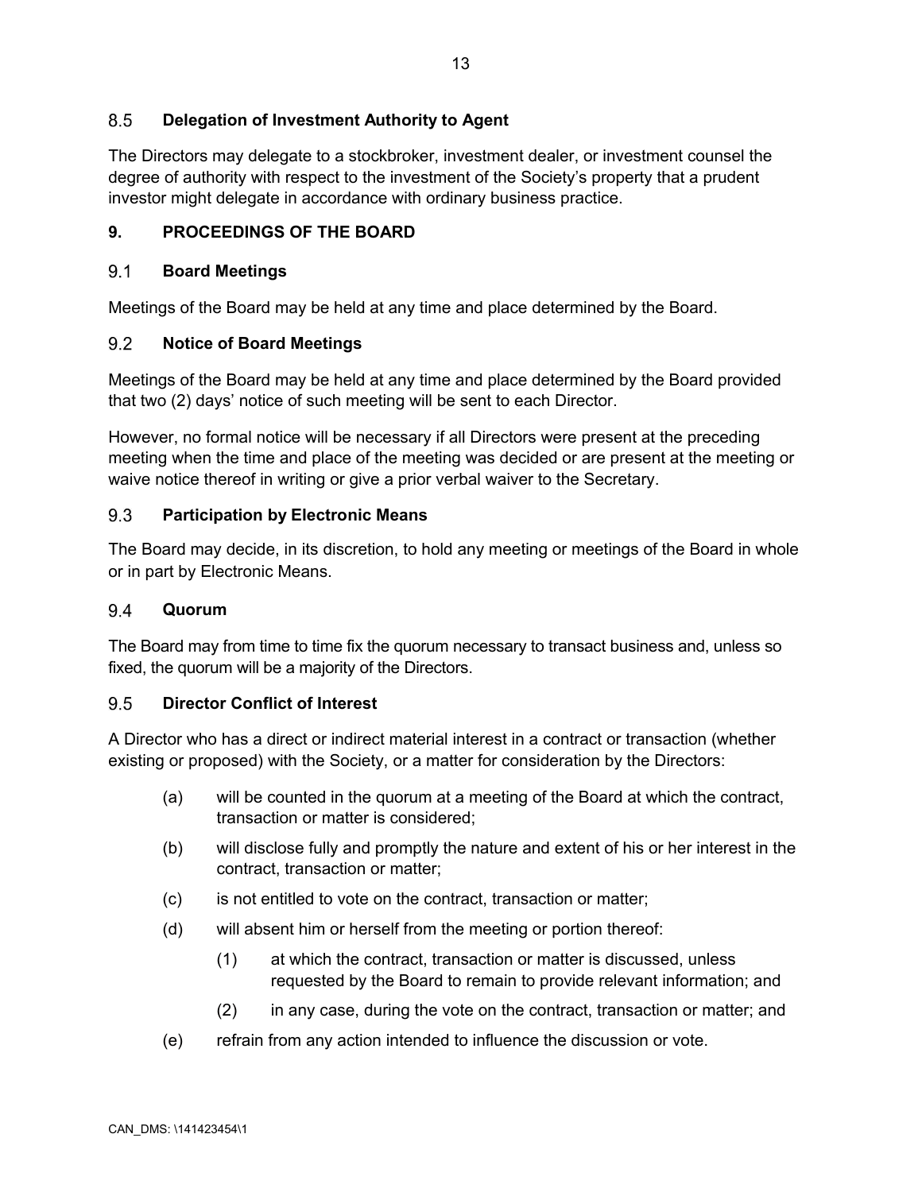### 8.5 Delegation of Investment Authority to Agent

The Directors may delegate to a stockbroker, investment dealer, or investment counsel the degree of authority with respect to the investment of the Society's property that a prudent investor might delegate in accordance with ordinary business practice.

## 9. PROCEEDINGS OF THE BOARD

### 9.1 Board Meetings

Meetings of the Board may be held at any time and place determined by the Board.

### 9.2 Notice of Board Meetings

Meetings of the Board may be held at any time and place determined by the Board provided that two (2) days' notice of such meeting will be sent to each Director.

However, no formal notice will be necessary if all Directors were present at the preceding meeting when the time and place of the meeting was decided or are present at the meeting or waive notice thereof in writing or give a prior verbal waiver to the Secretary.

### 9.3 Participation by Electronic Means

The Board may decide, in its discretion, to hold any meeting or meetings of the Board in whole or in part by Electronic Means.

### 9.4 Quorum

The Board may from time to time fix the quorum necessary to transact business and, unless so fixed, the quorum will be a majority of the Directors.

### 9.5 Director Conflict of Interest

A Director who has a direct or indirect material interest in a contract or transaction (whether existing or proposed) with the Society, or a matter for consideration by the Directors:

(a) will be counted in the quorum at a meeting of the Board at which the contract, transaction or matter is considered;

(b) will disclose fully and promptly the nature and extent of his or her interest in the contract, transaction or matter;

(c) is not entitled to vote on the contract, transaction or matter;

(d) will absent him or herself from the meeting or portion thereof:

  (1) at which the contract, transaction or matter is discussed, unless requested by the Board to remain to provide relevant information; and

  (2) in any case, during the vote on the contract, transaction or matter; and

(e) refrain from any action intended to influence the discussion or vote.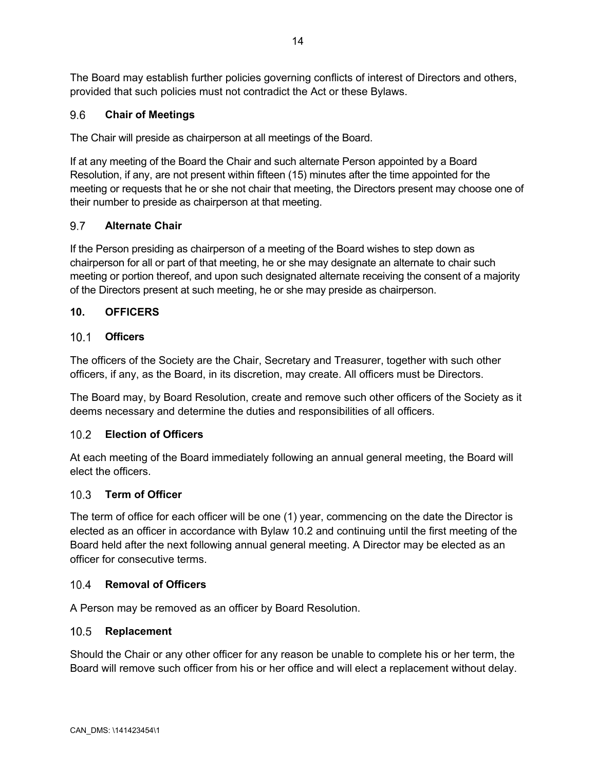The Board may establish further policies governing conflicts of interest of Directors and others, provided that such policies must not contradict the Act or these Bylaws.

### 9.6 Chair of Meetings

The Chair will preside as chairperson at all meetings of the Board.

If at any meeting of the Board the Chair and such alternate Person appointed by a Board Resolution, if any, are not present within fifteen (15) minutes after the time appointed for the meeting or requests that he or she not chair that meeting, the Directors present may choose one of their number to preside as chairperson at that meeting.

### 9.7 Alternate Chair

If the Person presiding as chairperson of a meeting of the Board wishes to step down as chairperson for all or part of that meeting, he or she may designate an alternate to chair such meeting or portion thereof, and upon such designated alternate receiving the consent of a majority of the Directors present at such meeting, he or she may preside as chairperson.

## 10. OFFICERS

### 10.1 Officers

The officers of the Society are the Chair, Secretary and Treasurer, together with such other officers, if any, as the Board, in its discretion, may create. All officers must be Directors.

The Board may, by Board Resolution, create and remove such other officers of the Society as it deems necessary and determine the duties and responsibilities of all officers.

### 10.2 Election of Officers

At each meeting of the Board immediately following an annual general meeting, the Board will elect the officers.

### 10.3 Term of Officer

The term of office for each officer will be one (1) year, commencing on the date the Director is elected as an officer in accordance with Bylaw 10.2 and continuing until the first meeting of the Board held after the next following annual general meeting. A Director may be elected as an officer for consecutive terms.

### 10.4 Removal of Officers

A Person may be removed as an officer by Board Resolution.

### 10.5 Replacement

Should the Chair or any other officer for any reason be unable to complete his or her term, the Board will remove such officer from his or her office and will elect a replacement without delay.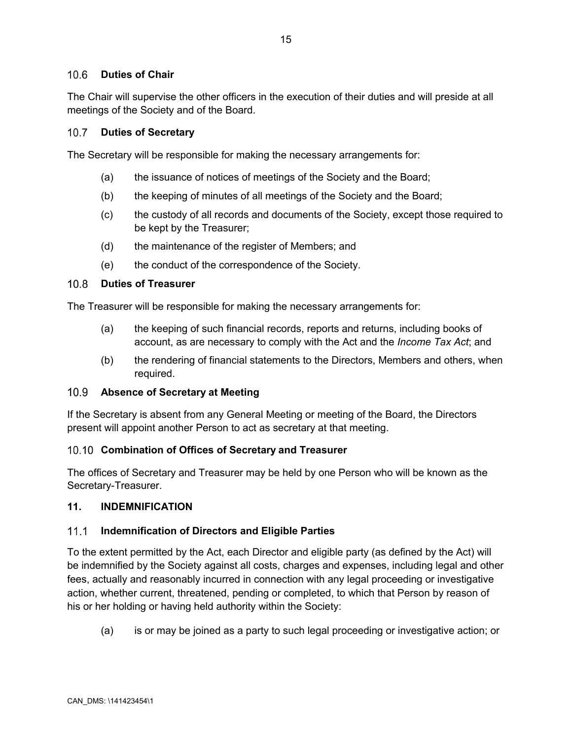### 10.6 Duties of Chair

The Chair will supervise the other officers in the execution of their duties and will preside at all meetings of the Society and of the Board.

### 10.7 Duties of Secretary

The Secretary will be responsible for making the necessary arrangements for:

(a) the issuance of notices of meetings of the Society and the Board;

(b) the keeping of minutes of all meetings of the Society and the Board;

(c) the custody of all records and documents of the Society, except those required to be kept by the Treasurer;

(d) the maintenance of the register of Members; and

(e) the conduct of the correspondence of the Society.

### 10.8 Duties of Treasurer

The Treasurer will be responsible for making the necessary arrangements for:

(a) the keeping of such financial records, reports and returns, including books of account, as are necessary to comply with the Act and the *Income Tax Act*; and

(b) the rendering of financial statements to the Directors, Members and others, when required.

### 10.9 Absence of Secretary at Meeting

If the Secretary is absent from any General Meeting or meeting of the Board, the Directors present will appoint another Person to act as secretary at that meeting.

### 10.10 Combination of Offices of Secretary and Treasurer

The offices of Secretary and Treasurer may be held by one Person who will be known as the Secretary-Treasurer.

## 11. INDEMNIFICATION

### 11.1 Indemnification of Directors and Eligible Parties

To the extent permitted by the Act, each Director and eligible party (as defined by the Act) will be indemnified by the Society against all costs, charges and expenses, including legal and other fees, actually and reasonably incurred in connection with any legal proceeding or investigative action, whether current, threatened, pending or completed, to which that Person by reason of his or her holding or having held authority within the Society:

(a) is or may be joined as a party to such legal proceeding or investigative action; or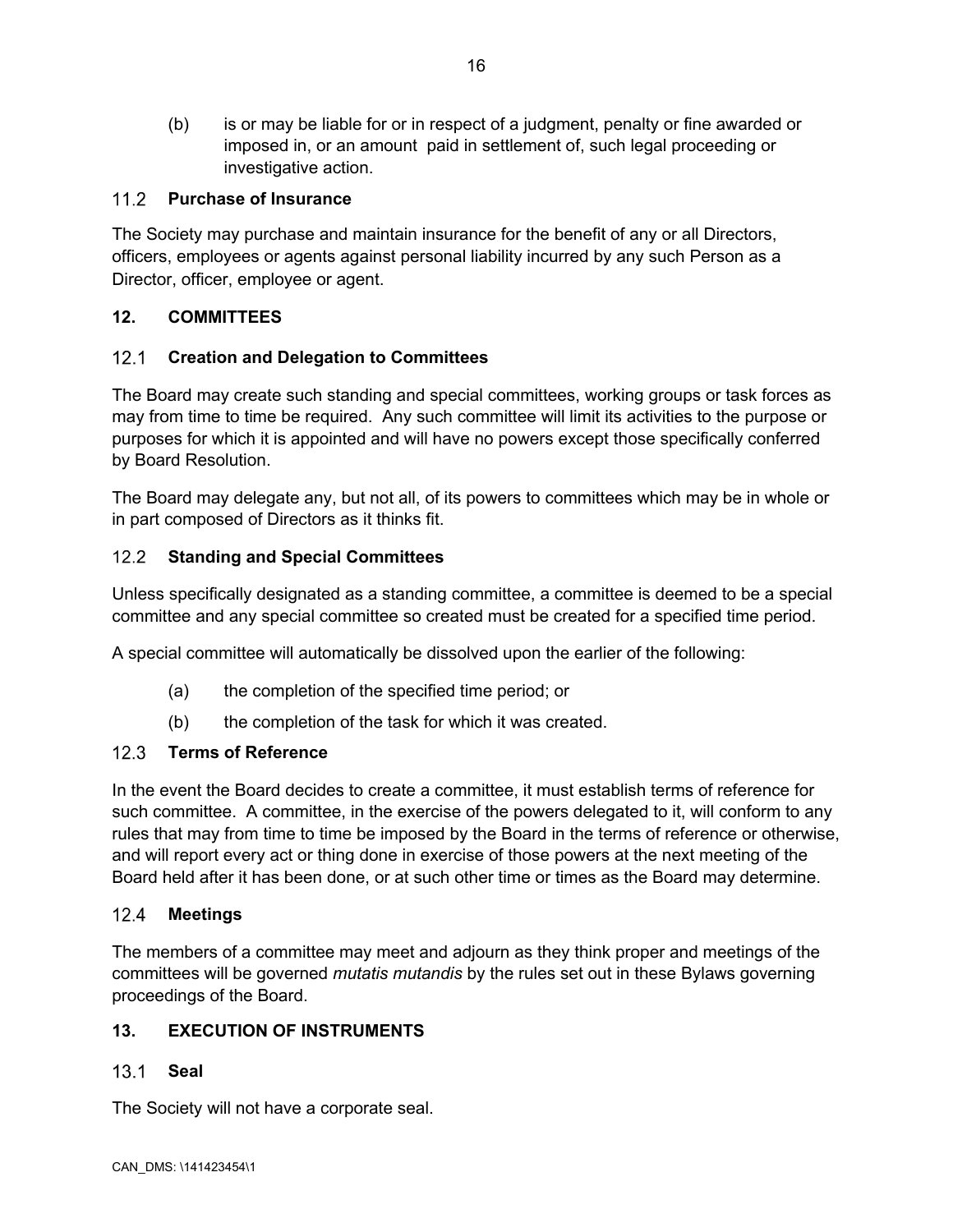(b) is or may be liable for or in respect of a judgment, penalty or fine awarded or imposed in, or an amount paid in settlement of, such legal proceeding or investigative action.

### 11.2 Purchase of Insurance

The Society may purchase and maintain insurance for the benefit of any or all Directors, officers, employees or agents against personal liability incurred by any such Person as a Director, officer, employee or agent.

## 12. COMMITTEES

### 12.1 Creation and Delegation to Committees

The Board may create such standing and special committees, working groups or task forces as may from time to time be required. Any such committee will limit its activities to the purpose or purposes for which it is appointed and will have no powers except those specifically conferred by Board Resolution.

The Board may delegate any, but not all, of its powers to committees which may be in whole or in part composed of Directors as it thinks fit.

### 12.2 Standing and Special Committees

Unless specifically designated as a standing committee, a committee is deemed to be a special committee and any special committee so created must be created for a specified time period.

A special committee will automatically be dissolved upon the earlier of the following:

(a) the completion of the specified time period; or

(b) the completion of the task for which it was created.

### 12.3 Terms of Reference

In the event the Board decides to create a committee, it must establish terms of reference for such committee. A committee, in the exercise of the powers delegated to it, will conform to any rules that may from time to time be imposed by the Board in the terms of reference or otherwise, and will report every act or thing done in exercise of those powers at the next meeting of the Board held after it has been done, or at such other time or times as the Board may determine.

### 12.4 Meetings

The members of a committee may meet and adjourn as they think proper and meetings of the committees will be governed *mutatis mutandis* by the rules set out in these Bylaws governing proceedings of the Board.

## 13. EXECUTION OF INSTRUMENTS

### 13.1 Seal

The Society will not have a corporate seal.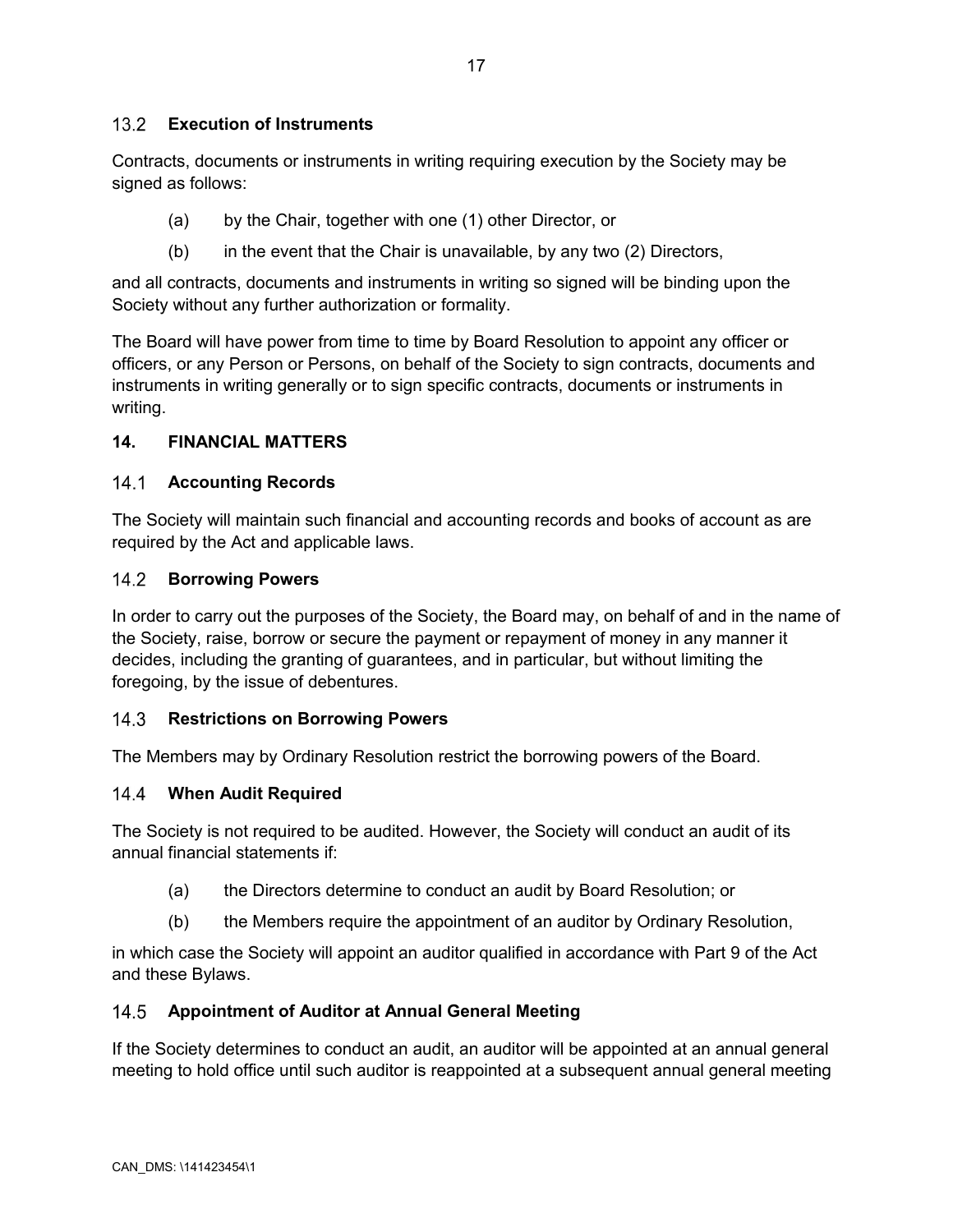### 13.2 Execution of Instruments

Contracts, documents or instruments in writing requiring execution by the Society may be signed as follows:

(a) by the Chair, together with one (1) other Director, or

(b) in the event that the Chair is unavailable, by any two (2) Directors,

and all contracts, documents and instruments in writing so signed will be binding upon the Society without any further authorization or formality.

The Board will have power from time to time by Board Resolution to appoint any officer or officers, or any Person or Persons, on behalf of the Society to sign contracts, documents and instruments in writing generally or to sign specific contracts, documents or instruments in writing.

## 14. FINANCIAL MATTERS

### 14.1 Accounting Records

The Society will maintain such financial and accounting records and books of account as are required by the Act and applicable laws.

### 14.2 Borrowing Powers

In order to carry out the purposes of the Society, the Board may, on behalf of and in the name of the Society, raise, borrow or secure the payment or repayment of money in any manner it decides, including the granting of guarantees, and in particular, but without limiting the foregoing, by the issue of debentures.

### 14.3 Restrictions on Borrowing Powers

The Members may by Ordinary Resolution restrict the borrowing powers of the Board.

### 14.4 When Audit Required

The Society is not required to be audited. However, the Society will conduct an audit of its annual financial statements if:

(a) the Directors determine to conduct an audit by Board Resolution; or

(b) the Members require the appointment of an auditor by Ordinary Resolution,

in which case the Society will appoint an auditor qualified in accordance with Part 9 of the Act and these Bylaws.

### 14.5 Appointment of Auditor at Annual General Meeting

If the Society determines to conduct an audit, an auditor will be appointed at an annual general meeting to hold office until such auditor is reappointed at a subsequent annual general meeting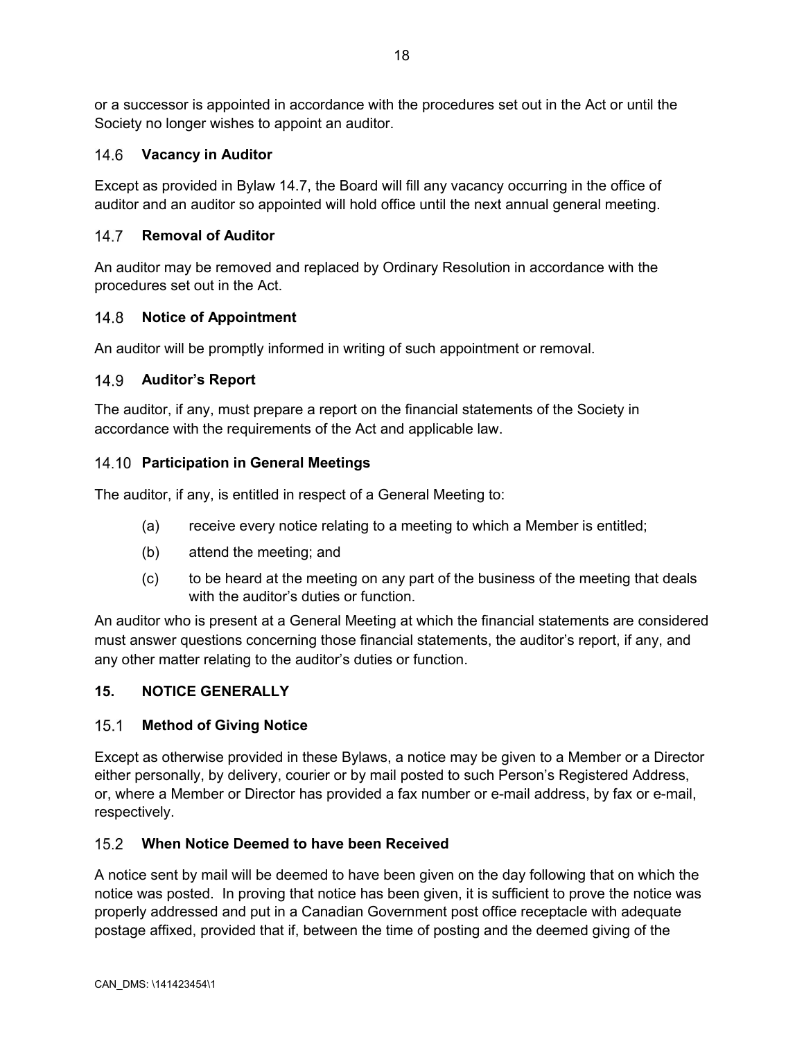or a successor is appointed in accordance with the procedures set out in the Act or until the Society no longer wishes to appoint an auditor.

### 14.6 Vacancy in Auditor

Except as provided in Bylaw 14.7, the Board will fill any vacancy occurring in the office of auditor and an auditor so appointed will hold office until the next annual general meeting.

### 14.7 Removal of Auditor

An auditor may be removed and replaced by Ordinary Resolution in accordance with the procedures set out in the Act.

### 14.8 Notice of Appointment

An auditor will be promptly informed in writing of such appointment or removal.

### 14.9 Auditor's Report

The auditor, if any, must prepare a report on the financial statements of the Society in accordance with the requirements of the Act and applicable law.

### 14.10 Participation in General Meetings

The auditor, if any, is entitled in respect of a General Meeting to:

(a) receive every notice relating to a meeting to which a Member is entitled;

(b) attend the meeting; and

(c) to be heard at the meeting on any part of the business of the meeting that deals with the auditor's duties or function.

An auditor who is present at a General Meeting at which the financial statements are considered must answer questions concerning those financial statements, the auditor's report, if any, and any other matter relating to the auditor's duties or function.

## 15. NOTICE GENERALLY

### 15.1 Method of Giving Notice

Except as otherwise provided in these Bylaws, a notice may be given to a Member or a Director either personally, by delivery, courier or by mail posted to such Person's Registered Address, or, where a Member or Director has provided a fax number or e-mail address, by fax or e-mail, respectively.

### 15.2 When Notice Deemed to have been Received

A notice sent by mail will be deemed to have been given on the day following that on which the notice was posted. In proving that notice has been given, it is sufficient to prove the notice was properly addressed and put in a Canadian Government post office receptacle with adequate postage affixed, provided that if, between the time of posting and the deemed giving of the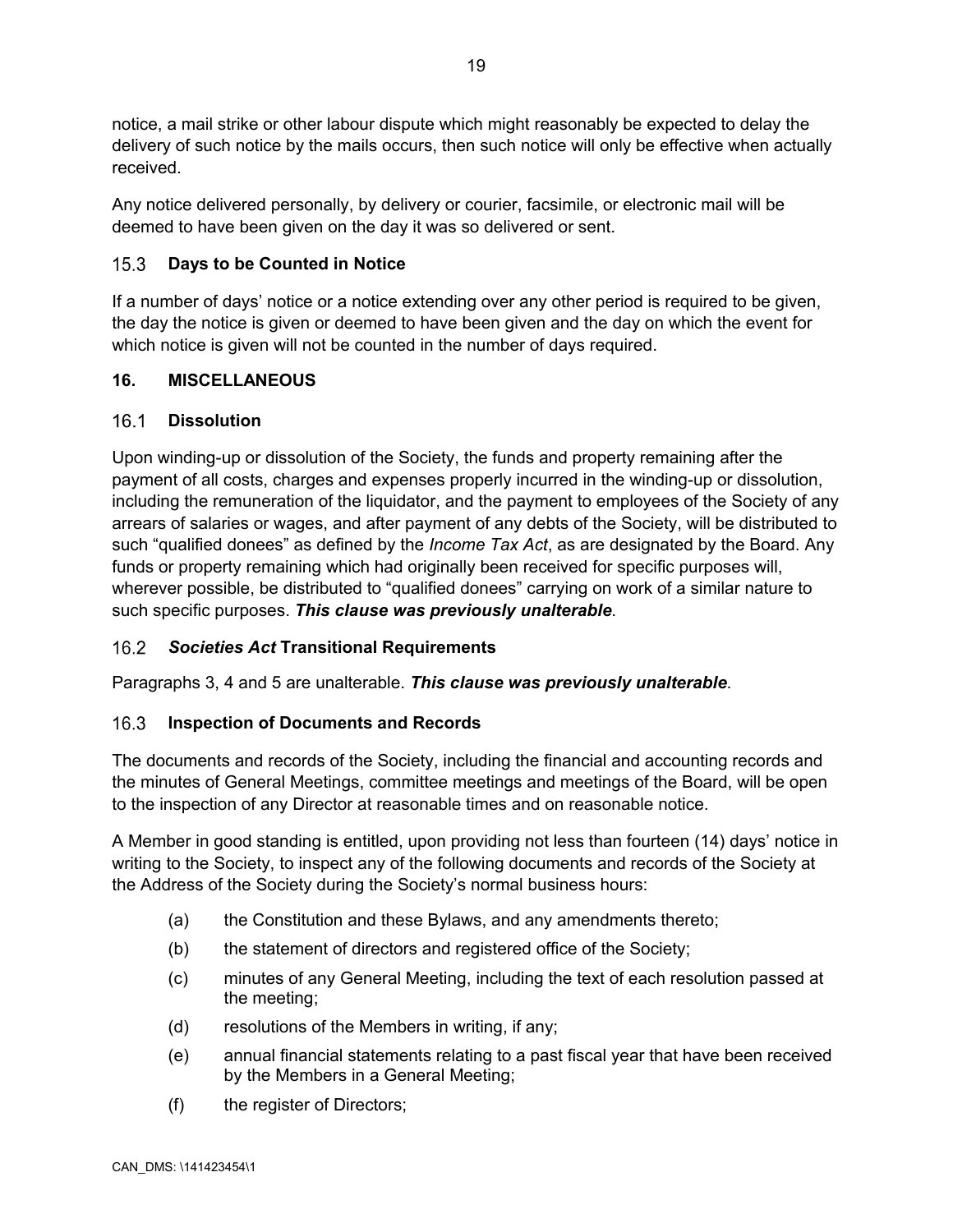notice, a mail strike or other labour dispute which might reasonably be expected to delay the delivery of such notice by the mails occurs, then such notice will only be effective when actually received.

Any notice delivered personally, by delivery or courier, facsimile, or electronic mail will be deemed to have been given on the day it was so delivered or sent.

### 15.3 Days to be Counted in Notice

If a number of days' notice or a notice extending over any other period is required to be given, the day the notice is given or deemed to have been given and the day on which the event for which notice is given will not be counted in the number of days required.

## 16. MISCELLANEOUS

### 16.1 Dissolution

Upon winding-up or dissolution of the Society, the funds and property remaining after the payment of all costs, charges and expenses properly incurred in the winding-up or dissolution, including the remuneration of the liquidator, and the payment to employees of the Society of any arrears of salaries or wages, and after payment of any debts of the Society, will be distributed to such "qualified donees" as defined by the *Income Tax Act*, as are designated by the Board. Any funds or property remaining which had originally been received for specific purposes will, wherever possible, be distributed to "qualified donees" carrying on work of a similar nature to such specific purposes. ***This clause was previously unalterable***.

### 16.2 *Societies Act* Transitional Requirements

Paragraphs 3, 4 and 5 are unalterable. ***This clause was previously unalterable***.

### 16.3 Inspection of Documents and Records

The documents and records of the Society, including the financial and accounting records and the minutes of General Meetings, committee meetings and meetings of the Board, will be open to the inspection of any Director at reasonable times and on reasonable notice.

A Member in good standing is entitled, upon providing not less than fourteen (14) days' notice in writing to the Society, to inspect any of the following documents and records of the Society at the Address of the Society during the Society's normal business hours:

(a) the Constitution and these Bylaws, and any amendments thereto;

(b) the statement of directors and registered office of the Society;

(c) minutes of any General Meeting, including the text of each resolution passed at the meeting;

(d) resolutions of the Members in writing, if any;

(e) annual financial statements relating to a past fiscal year that have been received by the Members in a General Meeting;

(f) the register of Directors;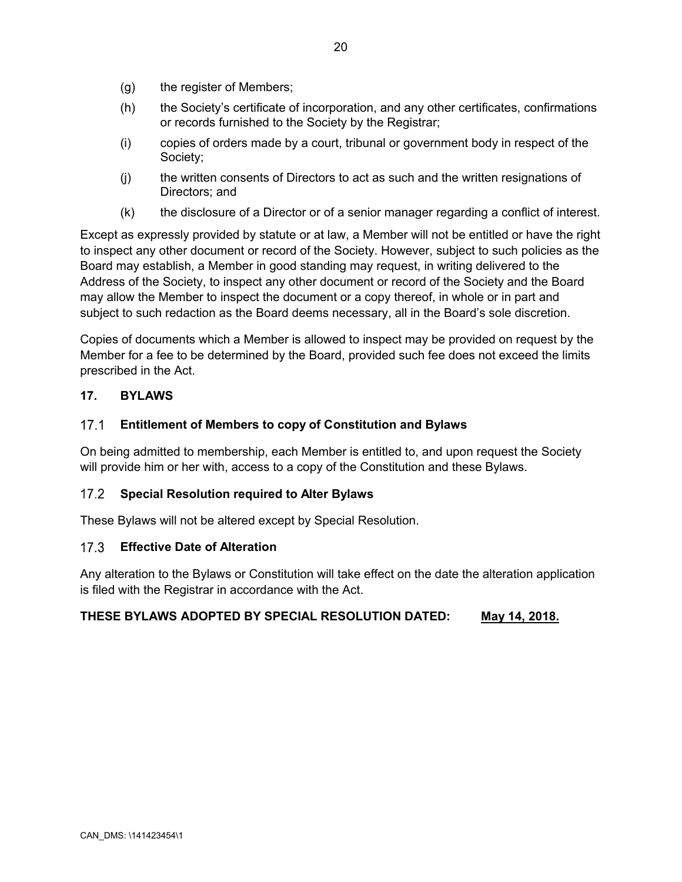(g) the register of Members;

(h) the Society's certificate of incorporation, and any other certificates, confirmations or records furnished to the Society by the Registrar;

(i) copies of orders made by a court, tribunal or government body in respect of the Society;

(j) the written consents of Directors to act as such and the written resignations of Directors; and

(k) the disclosure of a Director or of a senior manager regarding a conflict of interest.

Except as expressly provided by statute or at law, a Member will not be entitled or have the right to inspect any other document or record of the Society. However, subject to such policies as the Board may establish, a Member in good standing may request, in writing delivered to the Address of the Society, to inspect any other document or record of the Society and the Board may allow the Member to inspect the document or a copy thereof, in whole or in part and subject to such redaction as the Board deems necessary, all in the Board's sole discretion.

Copies of documents which a Member is allowed to inspect may be provided on request by the Member for a fee to be determined by the Board, provided such fee does not exceed the limits prescribed in the Act.

## 17. BYLAWS

### 17.1 Entitlement of Members to copy of Constitution and Bylaws

On being admitted to membership, each Member is entitled to, and upon request the Society will provide him or her with, access to a copy of the Constitution and these Bylaws.

### 17.2 Special Resolution required to Alter Bylaws

These Bylaws will not be altered except by Special Resolution.

### 17.3 Effective Date of Alteration

Any alteration to the Bylaws or Constitution will take effect on the date the alteration application is filed with the Registrar in accordance with the Act.

**THESE BYLAWS ADOPTED BY SPECIAL RESOLUTION DATED: May 14, 2018.**

CAN_DMS: \141423454\1